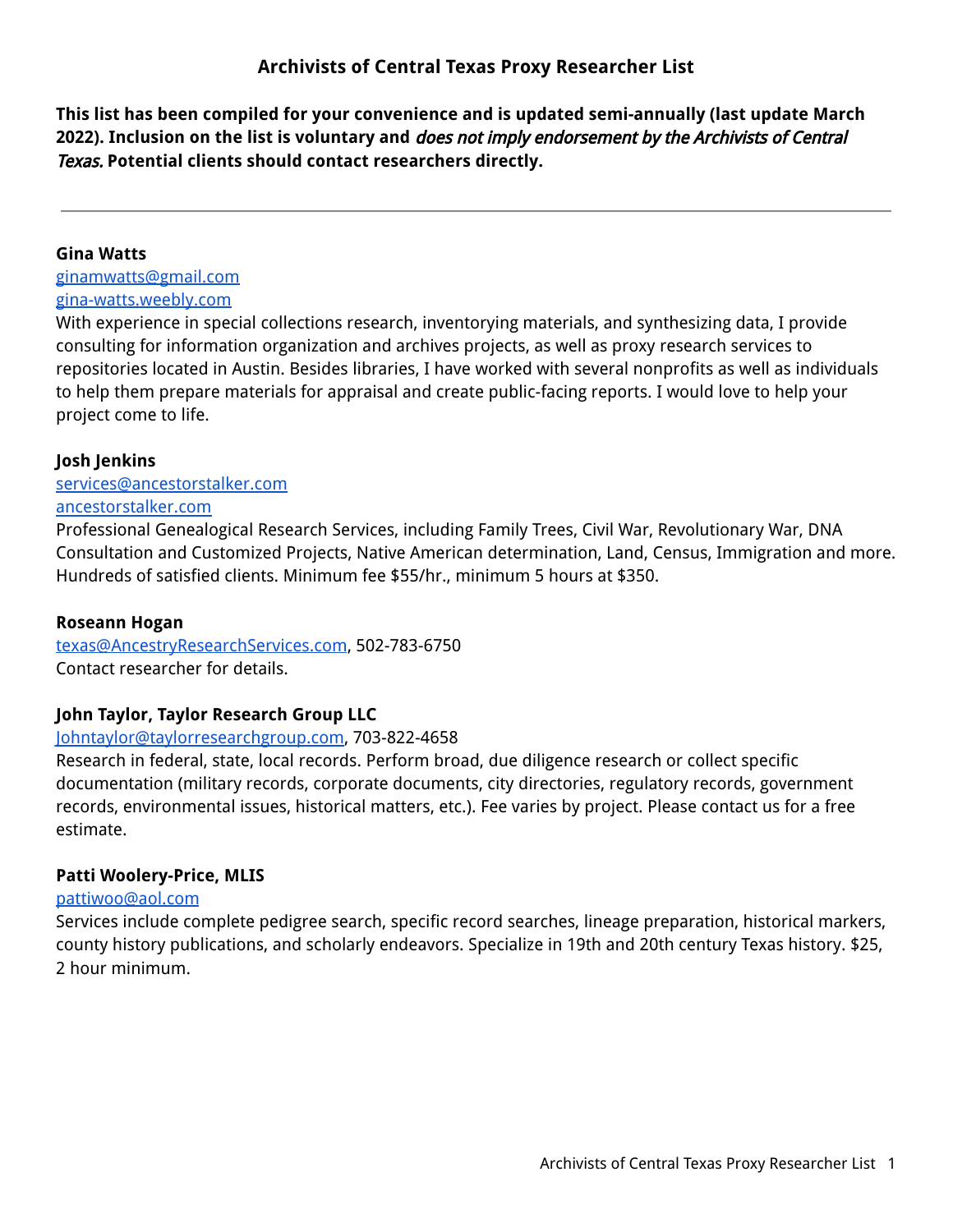# Archivists of Central Texas Proxy Researcher List

**This list has been compiled for your convenience and is updated semi-annually (last update March 2022). Inclusion on the list is voluntary and *does not imply endorsement by the Archivists of Central Texas.* Potential clients should contact researchers directly.**

---

**Gina Watts**
ginamwatts@gmail.com
gina-watts.weebly.com
With experience in special collections research, inventorying materials, and synthesizing data, I provide consulting for information organization and archives projects, as well as proxy research services to repositories located in Austin. Besides libraries, I have worked with several nonprofits as well as individuals to help them prepare materials for appraisal and create public-facing reports. I would love to help your project come to life.

**Josh Jenkins**
services@ancestorstalker.com
ancestorstalker.com
Professional Genealogical Research Services, including Family Trees, Civil War, Revolutionary War, DNA Consultation and Customized Projects, Native American determination, Land, Census, Immigration and more. Hundreds of satisfied clients. Minimum fee $55/hr., minimum 5 hours at $350.

**Roseann Hogan**
texas@AncestryResearchServices.com, 502-783-6750
Contact researcher for details.

**John Taylor, Taylor Research Group LLC**
Johntaylor@taylorresearchgroup.com, 703-822-4658
Research in federal, state, local records. Perform broad, due diligence research or collect specific documentation (military records, corporate documents, city directories, regulatory records, government records, environmental issues, historical matters, etc.). Fee varies by project. Please contact us for a free estimate.

**Patti Woolery-Price, MLIS**
pattiwoo@aol.com
Services include complete pedigree search, specific record searches, lineage preparation, historical markers, county history publications, and scholarly endeavors. Specialize in 19th and 20th century Texas history. $25, 2 hour minimum.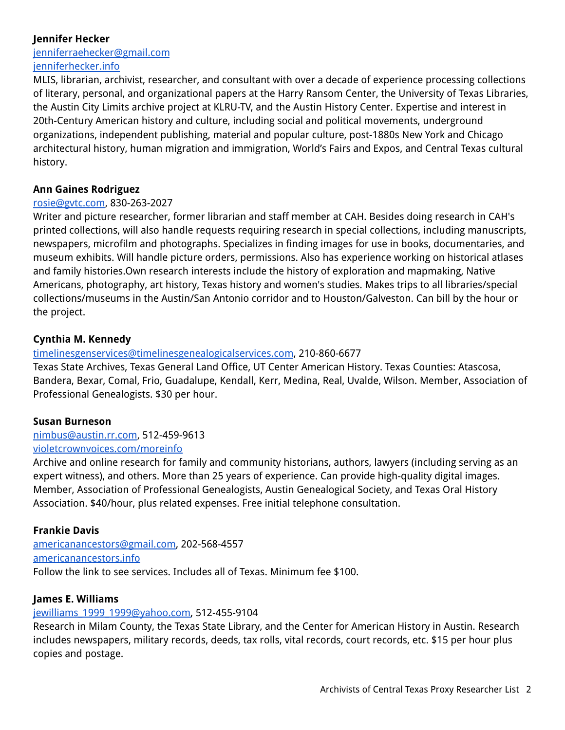**Jennifer Hecker**
jenniferraehecker@gmail.com
jenniferhecker.info
MLIS, librarian, archivist, researcher, and consultant with over a decade of experience processing collections of literary, personal, and organizational papers at the Harry Ransom Center, the University of Texas Libraries, the Austin City Limits archive project at KLRU-TV, and the Austin History Center. Expertise and interest in 20th-Century American history and culture, including social and political movements, underground organizations, independent publishing, material and popular culture, post-1880s New York and Chicago architectural history, human migration and immigration, World's Fairs and Expos, and Central Texas cultural history.

**Ann Gaines Rodriguez**
rosie@gvtc.com, 830-263-2027
Writer and picture researcher, former librarian and staff member at CAH. Besides doing research in CAH's printed collections, will also handle requests requiring research in special collections, including manuscripts, newspapers, microfilm and photographs. Specializes in finding images for use in books, documentaries, and museum exhibits. Will handle picture orders, permissions. Also has experience working on historical atlases and family histories.Own research interests include the history of exploration and mapmaking, Native Americans, photography, art history, Texas history and women's studies. Makes trips to all libraries/special collections/museums in the Austin/San Antonio corridor and to Houston/Galveston. Can bill by the hour or the project.

**Cynthia M. Kennedy**
timelinesgenservices@timelinesgenealogicalservices.com, 210-860-6677
Texas State Archives, Texas General Land Office, UT Center American History. Texas Counties: Atascosa, Bandera, Bexar, Comal, Frio, Guadalupe, Kendall, Kerr, Medina, Real, Uvalde, Wilson. Member, Association of Professional Genealogists. $30 per hour.

**Susan Burneson**
nimbus@austin.rr.com, 512-459-9613
violetcrownvoices.com/moreinfo
Archive and online research for family and community historians, authors, lawyers (including serving as an expert witness), and others. More than 25 years of experience. Can provide high-quality digital images. Member, Association of Professional Genealogists, Austin Genealogical Society, and Texas Oral History Association. $40/hour, plus related expenses. Free initial telephone consultation.

**Frankie Davis**
americanancestors@gmail.com, 202-568-4557
americanancestors.info
Follow the link to see services. Includes all of Texas. Minimum fee $100.

**James E. Williams**
jewilliams_1999_1999@yahoo.com, 512-455-9104
Research in Milam County, the Texas State Library, and the Center for American History in Austin. Research includes newspapers, military records, deeds, tax rolls, vital records, court records, etc. $15 per hour plus copies and postage.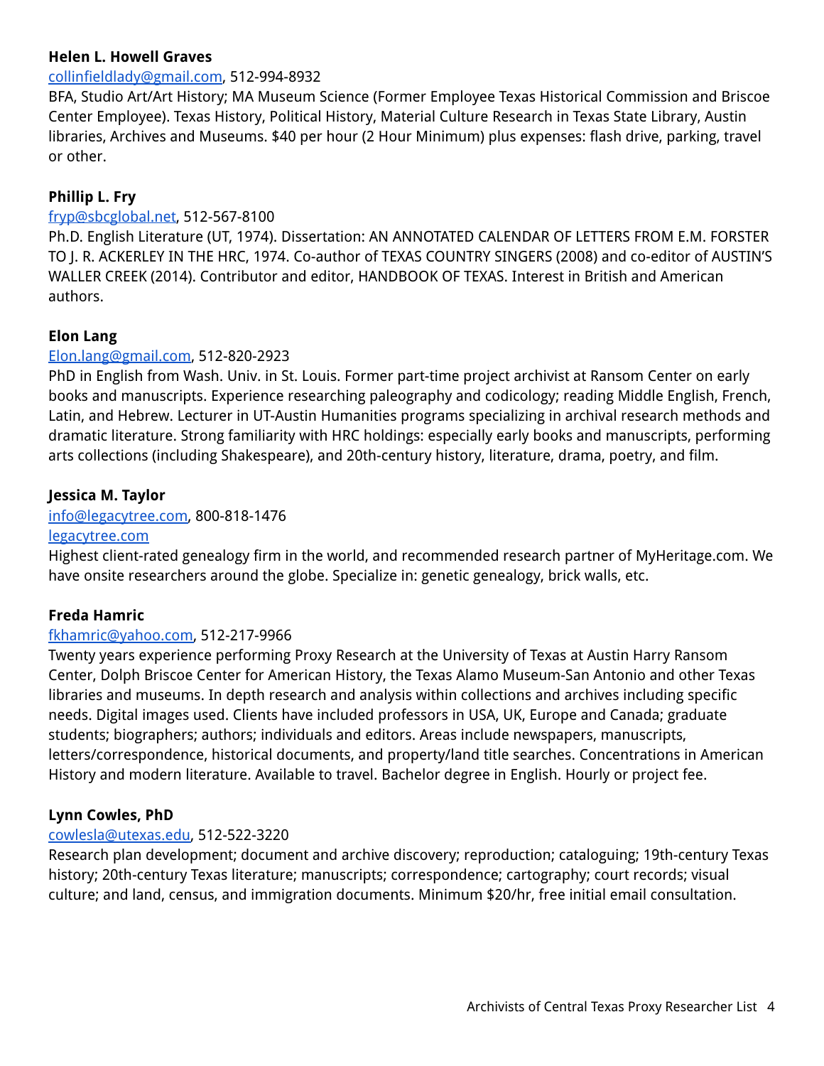**Helen L. Howell Graves**

collinfieldlady@gmail.com, 512-994-8932

BFA, Studio Art/Art History; MA Museum Science (Former Employee Texas Historical Commission and Briscoe Center Employee). Texas History, Political History, Material Culture Research in Texas State Library, Austin libraries, Archives and Museums. $40 per hour (2 Hour Minimum) plus expenses: flash drive, parking, travel or other.

**Phillip L. Fry**

fryp@sbcglobal.net, 512-567-8100

Ph.D. English Literature (UT, 1974). Dissertation: AN ANNOTATED CALENDAR OF LETTERS FROM E.M. FORSTER TO J. R. ACKERLEY IN THE HRC, 1974. Co-author of TEXAS COUNTRY SINGERS (2008) and co-editor of AUSTIN'S WALLER CREEK (2014). Contributor and editor, HANDBOOK OF TEXAS. Interest in British and American authors.

**Elon Lang**

Elon.lang@gmail.com, 512-820-2923

PhD in English from Wash. Univ. in St. Louis. Former part-time project archivist at Ransom Center on early books and manuscripts. Experience researching paleography and codicology; reading Middle English, French, Latin, and Hebrew. Lecturer in UT-Austin Humanities programs specializing in archival research methods and dramatic literature. Strong familiarity with HRC holdings: especially early books and manuscripts, performing arts collections (including Shakespeare), and 20th-century history, literature, drama, poetry, and film.

**Jessica M. Taylor**

info@legacytree.com, 800-818-1476

legacytree.com

Highest client-rated genealogy firm in the world, and recommended research partner of MyHeritage.com. We have onsite researchers around the globe. Specialize in: genetic genealogy, brick walls, etc.

**Freda Hamric**

fkhamric@yahoo.com, 512-217-9966

Twenty years experience performing Proxy Research at the University of Texas at Austin Harry Ransom Center, Dolph Briscoe Center for American History, the Texas Alamo Museum-San Antonio and other Texas libraries and museums. In depth research and analysis within collections and archives including specific needs. Digital images used. Clients have included professors in USA, UK, Europe and Canada; graduate students; biographers; authors; individuals and editors. Areas include newspapers, manuscripts, letters/correspondence, historical documents, and property/land title searches. Concentrations in American History and modern literature. Available to travel. Bachelor degree in English. Hourly or project fee.

**Lynn Cowles, PhD**

cowlesla@utexas.edu, 512-522-3220

Research plan development; document and archive discovery; reproduction; cataloguing; 19th-century Texas history; 20th-century Texas literature; manuscripts; correspondence; cartography; court records; visual culture; and land, census, and immigration documents. Minimum $20/hr, free initial email consultation.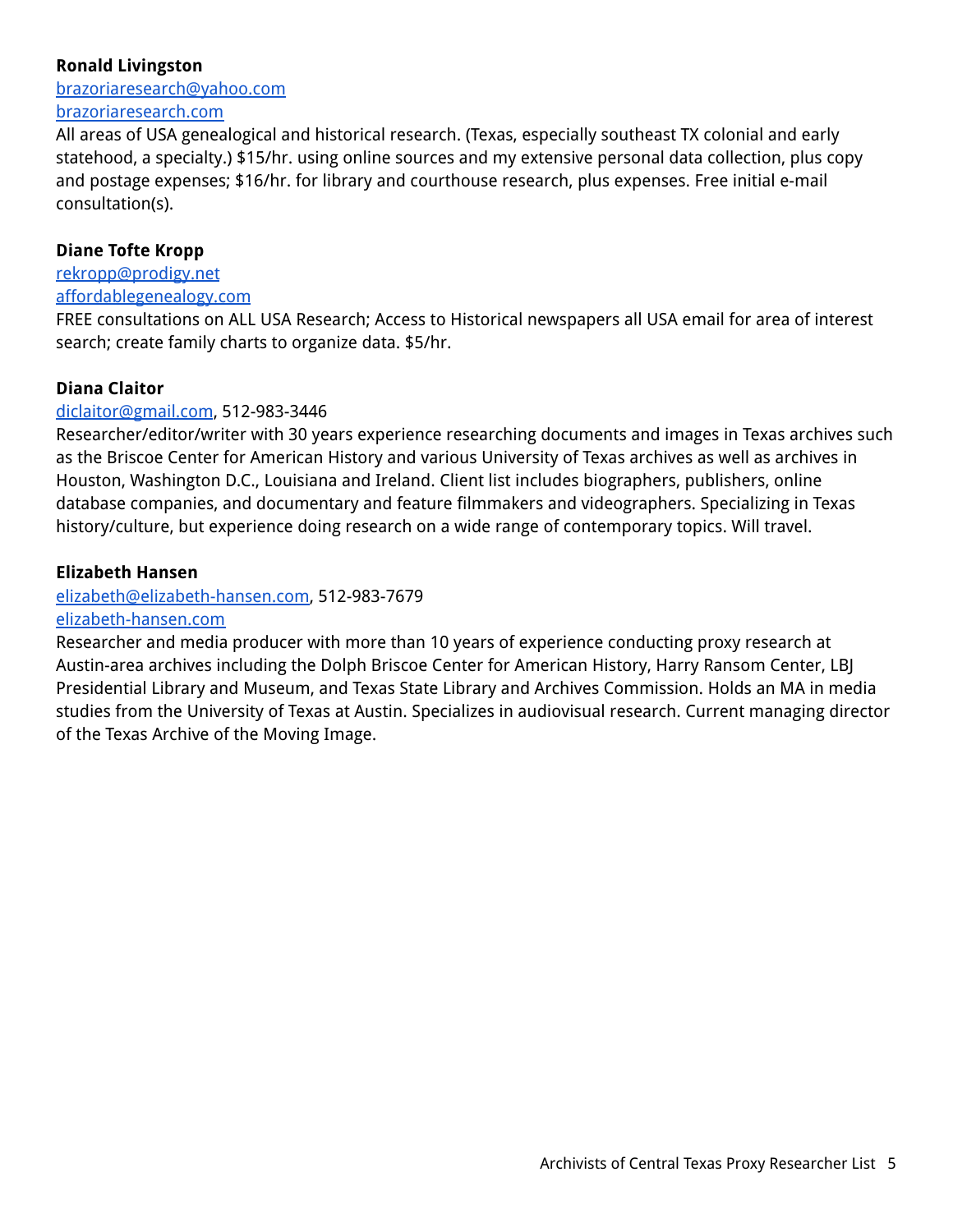**Ronald Livingston**

brazoriaresearch@yahoo.com
brazoriaresearch.com

All areas of USA genealogical and historical research. (Texas, especially southeast TX colonial and early statehood, a specialty.) $15/hr. using online sources and my extensive personal data collection, plus copy and postage expenses; $16/hr. for library and courthouse research, plus expenses. Free initial e-mail consultation(s).

**Diane Tofte Kropp**

rekropp@prodigy.net
affordablegenealogy.com

FREE consultations on ALL USA Research; Access to Historical newspapers all USA email for area of interest search; create family charts to organize data. $5/hr.

**Diana Claitor**

diclaitor@gmail.com, 512-983-3446

Researcher/editor/writer with 30 years experience researching documents and images in Texas archives such as the Briscoe Center for American History and various University of Texas archives as well as archives in Houston, Washington D.C., Louisiana and Ireland. Client list includes biographers, publishers, online database companies, and documentary and feature filmmakers and videographers. Specializing in Texas history/culture, but experience doing research on a wide range of contemporary topics. Will travel.

**Elizabeth Hansen**

elizabeth@elizabeth-hansen.com, 512-983-7679
elizabeth-hansen.com

Researcher and media producer with more than 10 years of experience conducting proxy research at Austin-area archives including the Dolph Briscoe Center for American History, Harry Ransom Center, LBJ Presidential Library and Museum, and Texas State Library and Archives Commission. Holds an MA in media studies from the University of Texas at Austin. Specializes in audiovisual research. Current managing director of the Texas Archive of the Moving Image.